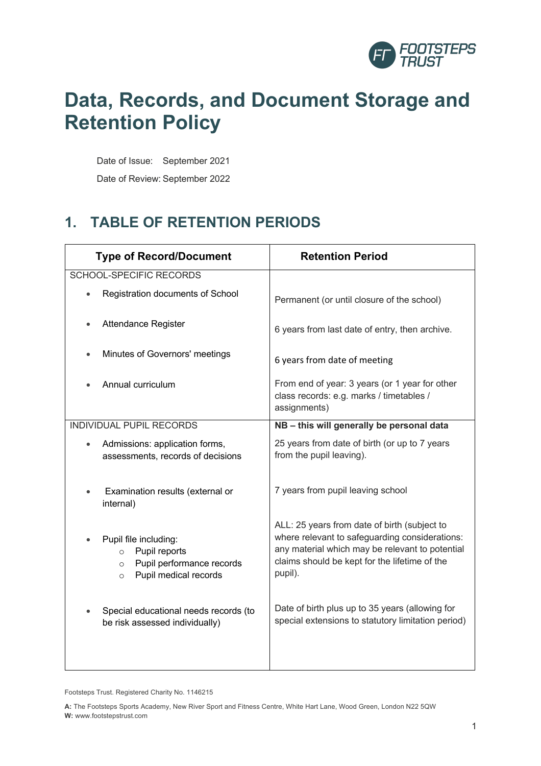# Data, Records, and Document Storage and Retention Policy

Date of Issue: September 2021

Date of Review: September 2022

## 1. TABLE OF RETENTION PERIODS

| Type of Record/Document | Retention Period |
| --- | --- |
| SCHOOL-SPECIFIC RECORDS | |
| • Registration documents of School | Permanent (or until closure of the school) |
| • Attendance Register | 6 years from last date of entry, then archive. |
| • Minutes of Governors' meetings | 6 years from date of meeting |
| • Annual curriculum | From end of year: 3 years (or 1 year for other class records: e.g. marks / timetables / assignments) |
| INDIVIDUAL PUPIL RECORDS | **NB – this will generally be personal data** |
| • Admissions: application forms, assessments, records of decisions | 25 years from date of birth (or up to 7 years from the pupil leaving). |
| • Examination results (external or internal) | 7 years from pupil leaving school |
| • Pupil file including:<br>○ Pupil reports<br>○ Pupil performance records<br>○ Pupil medical records | ALL: 25 years from date of birth (subject to where relevant to safeguarding considerations: any material which may be relevant to potential claims should be kept for the lifetime of the pupil). |
| • Special educational needs records (to be risk assessed individually) | Date of birth plus up to 35 years (allowing for special extensions to statutory limitation period) |

Footsteps Trust. Registered Charity No. 1146215

**A:** The Footsteps Sports Academy, New River Sport and Fitness Centre, White Hart Lane, Wood Green, London N22 5QW
**W:** www.footstepstrust.com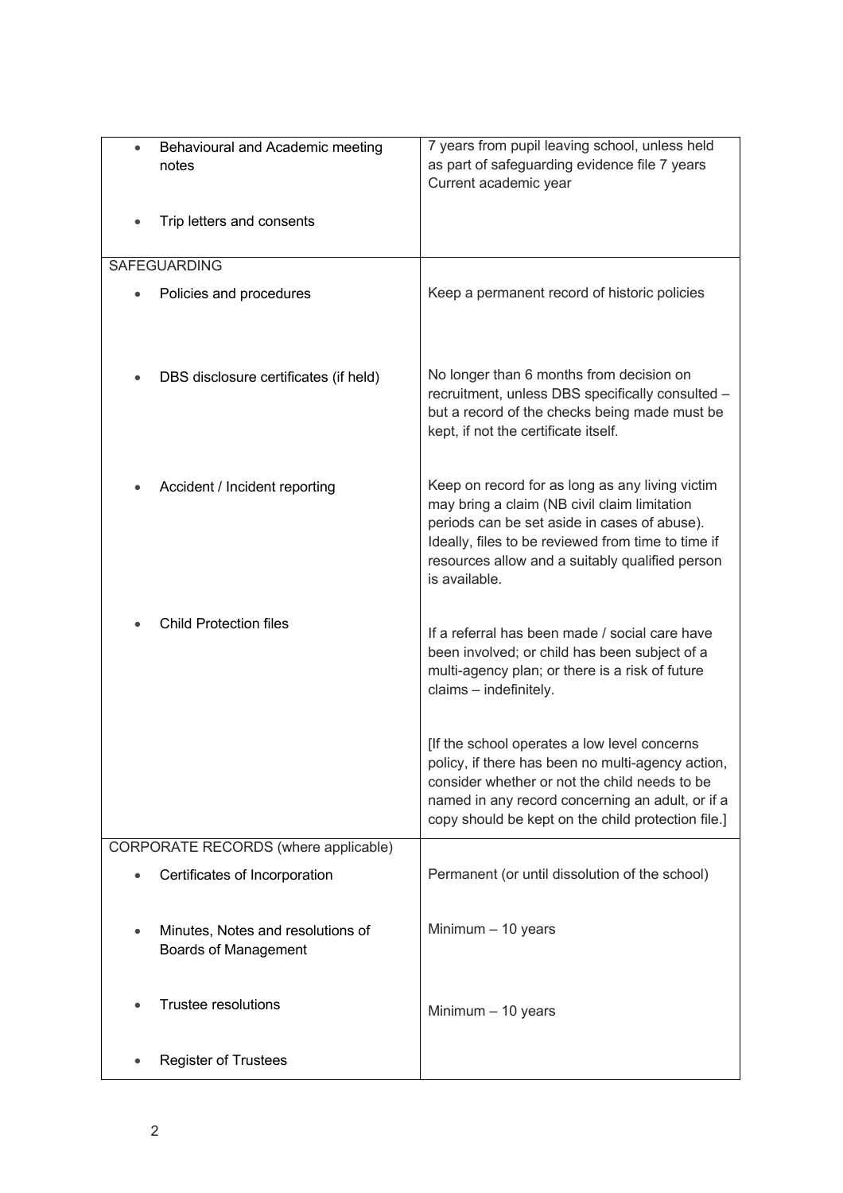| | |
|---|---|
| • Behavioural and Academic meeting notes<br><br>• Trip letters and consents | 7 years from pupil leaving school, unless held as part of safeguarding evidence file 7 years Current academic year |
| SAFEGUARDING<br><br>• Policies and procedures<br><br>• DBS disclosure certificates (if held)<br><br>• Accident / Incident reporting<br><br>• Child Protection files | Keep a permanent record of historic policies<br><br>No longer than 6 months from decision on recruitment, unless DBS specifically consulted – but a record of the checks being made must be kept, if not the certificate itself.<br><br>Keep on record for as long as any living victim may bring a claim (NB civil claim limitation periods can be set aside in cases of abuse). Ideally, files to be reviewed from time to time if resources allow and a suitably qualified person is available.<br><br>If a referral has been made / social care have been involved; or child has been subject of a multi-agency plan; or there is a risk of future claims – indefinitely.<br><br>[If the school operates a low level concerns policy, if there has been no multi-agency action, consider whether or not the child needs to be named in any record concerning an adult, or if a copy should be kept on the child protection file.] |
| CORPORATE RECORDS (where applicable)<br><br>• Certificates of Incorporation<br><br>• Minutes, Notes and resolutions of Boards of Management<br><br>• Trustee resolutions<br><br>• Register of Trustees | Permanent (or until dissolution of the school)<br><br>Minimum – 10 years<br><br>Minimum – 10 years |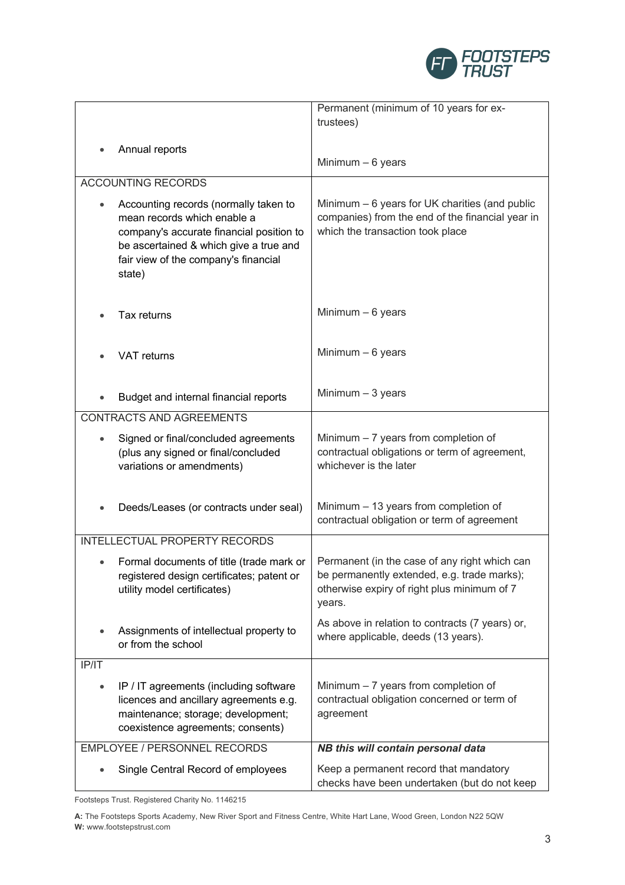| | |
|---|---|
| | Permanent (minimum of 10 years for ex-trustees) |
| • Annual reports | Minimum – 6 years |
| ACCOUNTING RECORDS | |
| • Accounting records (normally taken to mean records which enable a company's accurate financial position to be ascertained & which give a true and fair view of the company's financial state) | Minimum – 6 years for UK charities (and public companies) from the end of the financial year in which the transaction took place |
| • Tax returns | Minimum – 6 years |
| • VAT returns | Minimum – 6 years |
| • Budget and internal financial reports | Minimum – 3 years |
| CONTRACTS AND AGREEMENTS | |
| • Signed or final/concluded agreements (plus any signed or final/concluded variations or amendments) | Minimum – 7 years from completion of contractual obligations or term of agreement, whichever is the later |
| • Deeds/Leases (or contracts under seal) | Minimum – 13 years from completion of contractual obligation or term of agreement |
| INTELLECTUAL PROPERTY RECORDS | |
| • Formal documents of title (trade mark or registered design certificates; patent or utility model certificates) | Permanent (in the case of any right which can be permanently extended, e.g. trade marks); otherwise expiry of right plus minimum of 7 years. |
| • Assignments of intellectual property to or from the school | As above in relation to contracts (7 years) or, where applicable, deeds (13 years). |
| IP/IT | |
| • IP / IT agreements (including software licences and ancillary agreements e.g. maintenance; storage; development; coexistence agreements; consents) | Minimum – 7 years from completion of contractual obligation concerned or term of agreement |
| EMPLOYEE / PERSONNEL RECORDS | ***NB this will contain personal data*** |
| • Single Central Record of employees | Keep a permanent record that mandatory checks have been undertaken (but do not keep |

Footsteps Trust. Registered Charity No. 1146215

**A:** The Footsteps Sports Academy, New River Sport and Fitness Centre, White Hart Lane, Wood Green, London N22 5QW
**W:** www.footstepstrust.com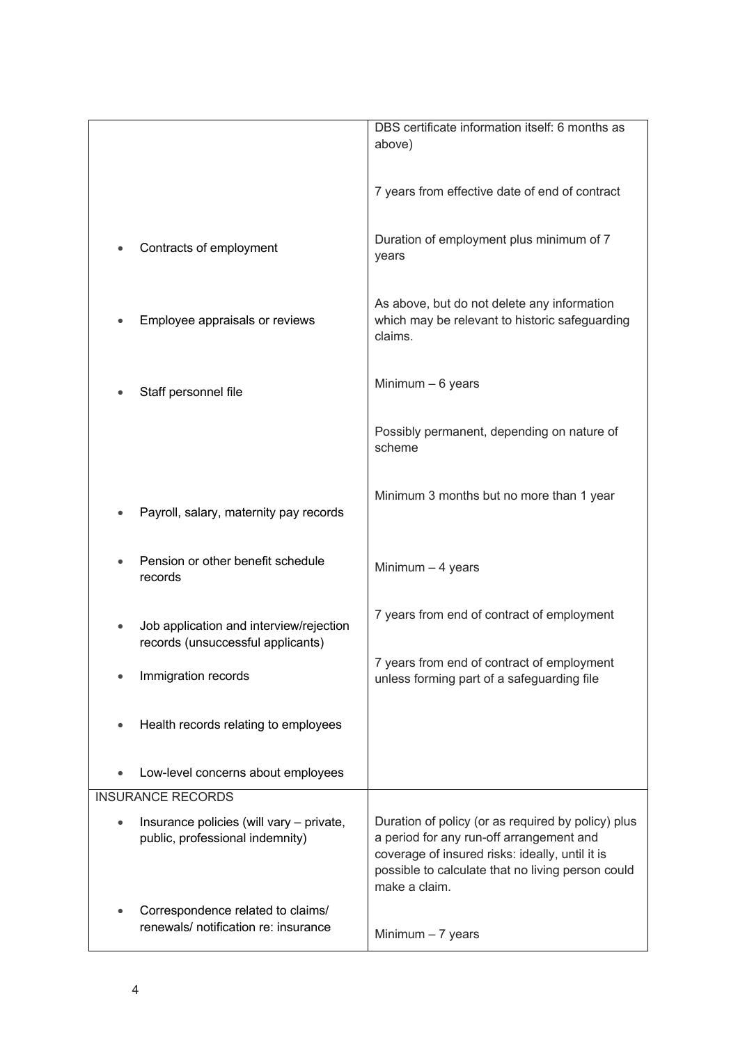| | |
|---|---|
| | DBS certificate information itself: 6 months as above) |
| | 7 years from effective date of end of contract |
| • Contracts of employment | Duration of employment plus minimum of 7 years |
| • Employee appraisals or reviews | As above, but do not delete any information which may be relevant to historic safeguarding claims. |
| • Staff personnel file | Minimum – 6 years |
| | Possibly permanent, depending on nature of scheme |
| • Payroll, salary, maternity pay records | Minimum 3 months but no more than 1 year |
| • Pension or other benefit schedule records | Minimum – 4 years |
| • Job application and interview/rejection records (unsuccessful applicants) | 7 years from end of contract of employment |
| • Immigration records | 7 years from end of contract of employment unless forming part of a safeguarding file |
| • Health records relating to employees | |
| • Low-level concerns about employees | |
| INSURANCE RECORDS | |
| • Insurance policies (will vary – private, public, professional indemnity) | Duration of policy (or as required by policy) plus a period for any run-off arrangement and coverage of insured risks: ideally, until it is possible to calculate that no living person could make a claim. |
| • Correspondence related to claims/ renewals/ notification re: insurance | Minimum – 7 years |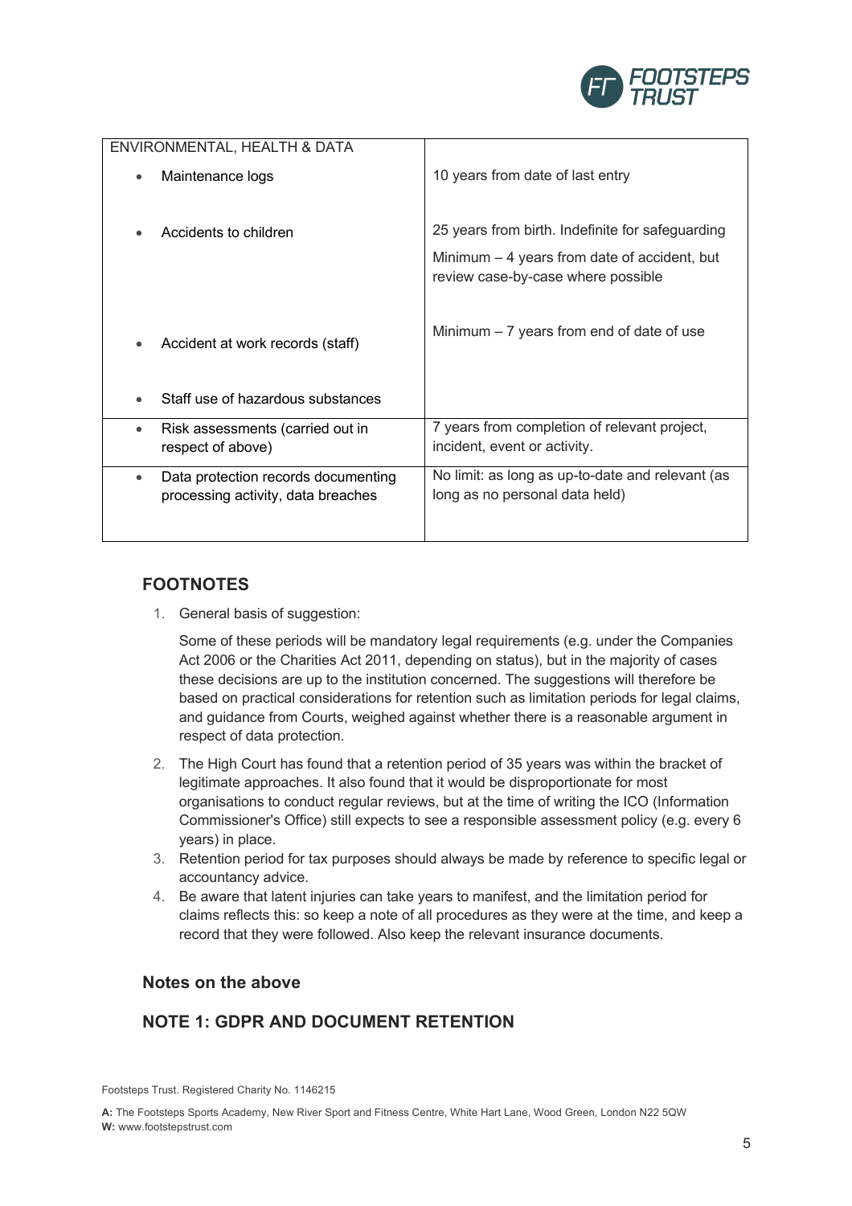| ENVIRONMENTAL, HEALTH & DATA | |
|---|---|
| • Maintenance logs | 10 years from date of last entry |
| • Accidents to children | 25 years from birth. Indefinite for safeguarding<br><br>Minimum – 4 years from date of accident, but review case-by-case where possible |
| • Accident at work records (staff)<br><br>• Staff use of hazardous substances | Minimum – 7 years from end of date of use |
| • Risk assessments (carried out in respect of above) | 7 years from completion of relevant project, incident, event or activity. |
| • Data protection records documenting processing activity, data breaches | No limit: as long as up-to-date and relevant (as long as no personal data held) |

## FOOTNOTES

1. General basis of suggestion:

   Some of these periods will be mandatory legal requirements (e.g. under the Companies Act 2006 or the Charities Act 2011, depending on status), but in the majority of cases these decisions are up to the institution concerned. The suggestions will therefore be based on practical considerations for retention such as limitation periods for legal claims, and guidance from Courts, weighed against whether there is a reasonable argument in respect of data protection.

2. The High Court has found that a retention period of 35 years was within the bracket of legitimate approaches. It also found that it would be disproportionate for most organisations to conduct regular reviews, but at the time of writing the ICO (Information Commissioner's Office) still expects to see a responsible assessment policy (e.g. every 6 years) in place.
3. Retention period for tax purposes should always be made by reference to specific legal or accountancy advice.
4. Be aware that latent injuries can take years to manifest, and the limitation period for claims reflects this: so keep a note of all procedures as they were at the time, and keep a record that they were followed. Also keep the relevant insurance documents.

### Notes on the above

## NOTE 1: GDPR AND DOCUMENT RETENTION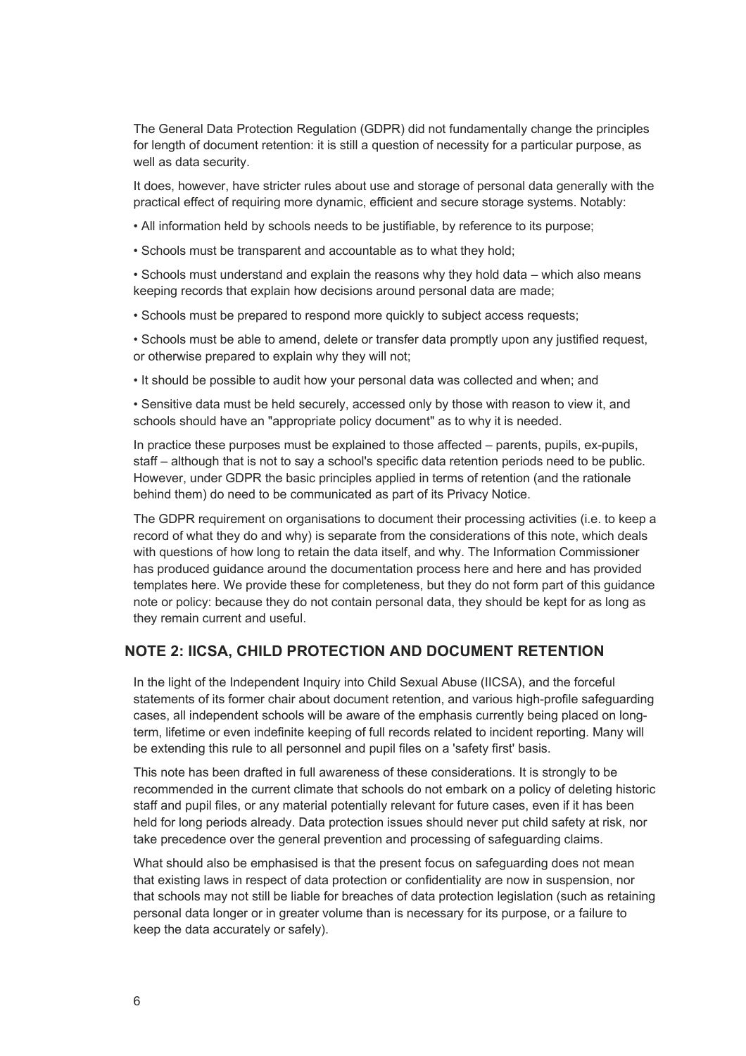The General Data Protection Regulation (GDPR) did not fundamentally change the principles for length of document retention: it is still a question of necessity for a particular purpose, as well as data security.

It does, however, have stricter rules about use and storage of personal data generally with the practical effect of requiring more dynamic, efficient and secure storage systems. Notably:

- All information held by schools needs to be justifiable, by reference to its purpose;
- Schools must be transparent and accountable as to what they hold;
- Schools must understand and explain the reasons why they hold data – which also means keeping records that explain how decisions around personal data are made;
- Schools must be prepared to respond more quickly to subject access requests;
- Schools must be able to amend, delete or transfer data promptly upon any justified request, or otherwise prepared to explain why they will not;
- It should be possible to audit how your personal data was collected and when; and
- Sensitive data must be held securely, accessed only by those with reason to view it, and schools should have an "appropriate policy document" as to why it is needed.

In practice these purposes must be explained to those affected – parents, pupils, ex-pupils, staff – although that is not to say a school's specific data retention periods need to be public. However, under GDPR the basic principles applied in terms of retention (and the rationale behind them) do need to be communicated as part of its Privacy Notice.

The GDPR requirement on organisations to document their processing activities (i.e. to keep a record of what they do and why) is separate from the considerations of this note, which deals with questions of how long to retain the data itself, and why. The Information Commissioner has produced guidance around the documentation process here and here and has provided templates here. We provide these for completeness, but they do not form part of this guidance note or policy: because they do not contain personal data, they should be kept for as long as they remain current and useful.

## NOTE 2: IICSA, CHILD PROTECTION AND DOCUMENT RETENTION

In the light of the Independent Inquiry into Child Sexual Abuse (IICSA), and the forceful statements of its former chair about document retention, and various high-profile safeguarding cases, all independent schools will be aware of the emphasis currently being placed on long-term, lifetime or even indefinite keeping of full records related to incident reporting. Many will be extending this rule to all personnel and pupil files on a 'safety first' basis.

This note has been drafted in full awareness of these considerations. It is strongly to be recommended in the current climate that schools do not embark on a policy of deleting historic staff and pupil files, or any material potentially relevant for future cases, even if it has been held for long periods already. Data protection issues should never put child safety at risk, nor take precedence over the general prevention and processing of safeguarding claims.

What should also be emphasised is that the present focus on safeguarding does not mean that existing laws in respect of data protection or confidentiality are now in suspension, nor that schools may not still be liable for breaches of data protection legislation (such as retaining personal data longer or in greater volume than is necessary for its purpose, or a failure to keep the data accurately or safely).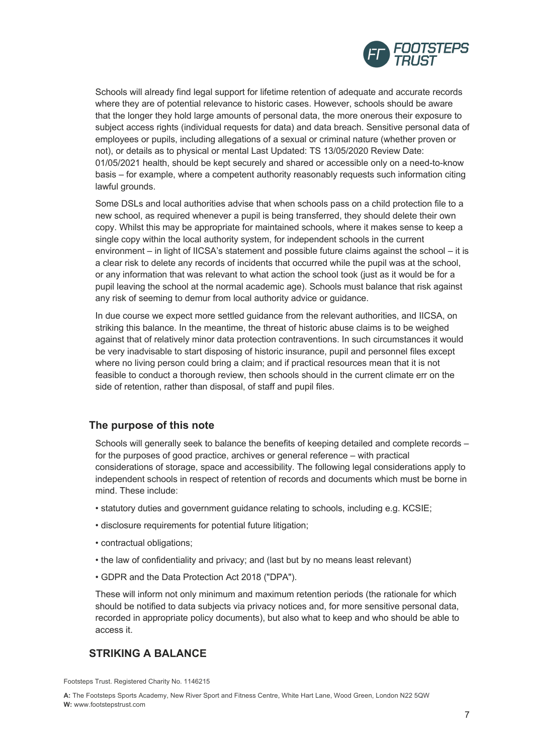Schools will already find legal support for lifetime retention of adequate and accurate records where they are of potential relevance to historic cases. However, schools should be aware that the longer they hold large amounts of personal data, the more onerous their exposure to subject access rights (individual requests for data) and data breach. Sensitive personal data of employees or pupils, including allegations of a sexual or criminal nature (whether proven or not), or details as to physical or mental Last Updated: TS 13/05/2020 Review Date: 01/05/2021 health, should be kept securely and shared or accessible only on a need-to-know basis – for example, where a competent authority reasonably requests such information citing lawful grounds.

Some DSLs and local authorities advise that when schools pass on a child protection file to a new school, as required whenever a pupil is being transferred, they should delete their own copy. Whilst this may be appropriate for maintained schools, where it makes sense to keep a single copy within the local authority system, for independent schools in the current environment – in light of IICSA's statement and possible future claims against the school – it is a clear risk to delete any records of incidents that occurred while the pupil was at the school, or any information that was relevant to what action the school took (just as it would be for a pupil leaving the school at the normal academic age). Schools must balance that risk against any risk of seeming to demur from local authority advice or guidance.

In due course we expect more settled guidance from the relevant authorities, and IICSA, on striking this balance. In the meantime, the threat of historic abuse claims is to be weighed against that of relatively minor data protection contraventions. In such circumstances it would be very inadvisable to start disposing of historic insurance, pupil and personnel files except where no living person could bring a claim; and if practical resources mean that it is not feasible to conduct a thorough review, then schools should in the current climate err on the side of retention, rather than disposal, of staff and pupil files.

## The purpose of this note

Schools will generally seek to balance the benefits of keeping detailed and complete records – for the purposes of good practice, archives or general reference – with practical considerations of storage, space and accessibility. The following legal considerations apply to independent schools in respect of retention of records and documents which must be borne in mind. These include:

- statutory duties and government guidance relating to schools, including e.g. KCSIE;
- disclosure requirements for potential future litigation;
- contractual obligations;
- the law of confidentiality and privacy; and (last but by no means least relevant)
- GDPR and the Data Protection Act 2018 ("DPA").

These will inform not only minimum and maximum retention periods (the rationale for which should be notified to data subjects via privacy notices and, for more sensitive personal data, recorded in appropriate policy documents), but also what to keep and who should be able to access it.

## STRIKING A BALANCE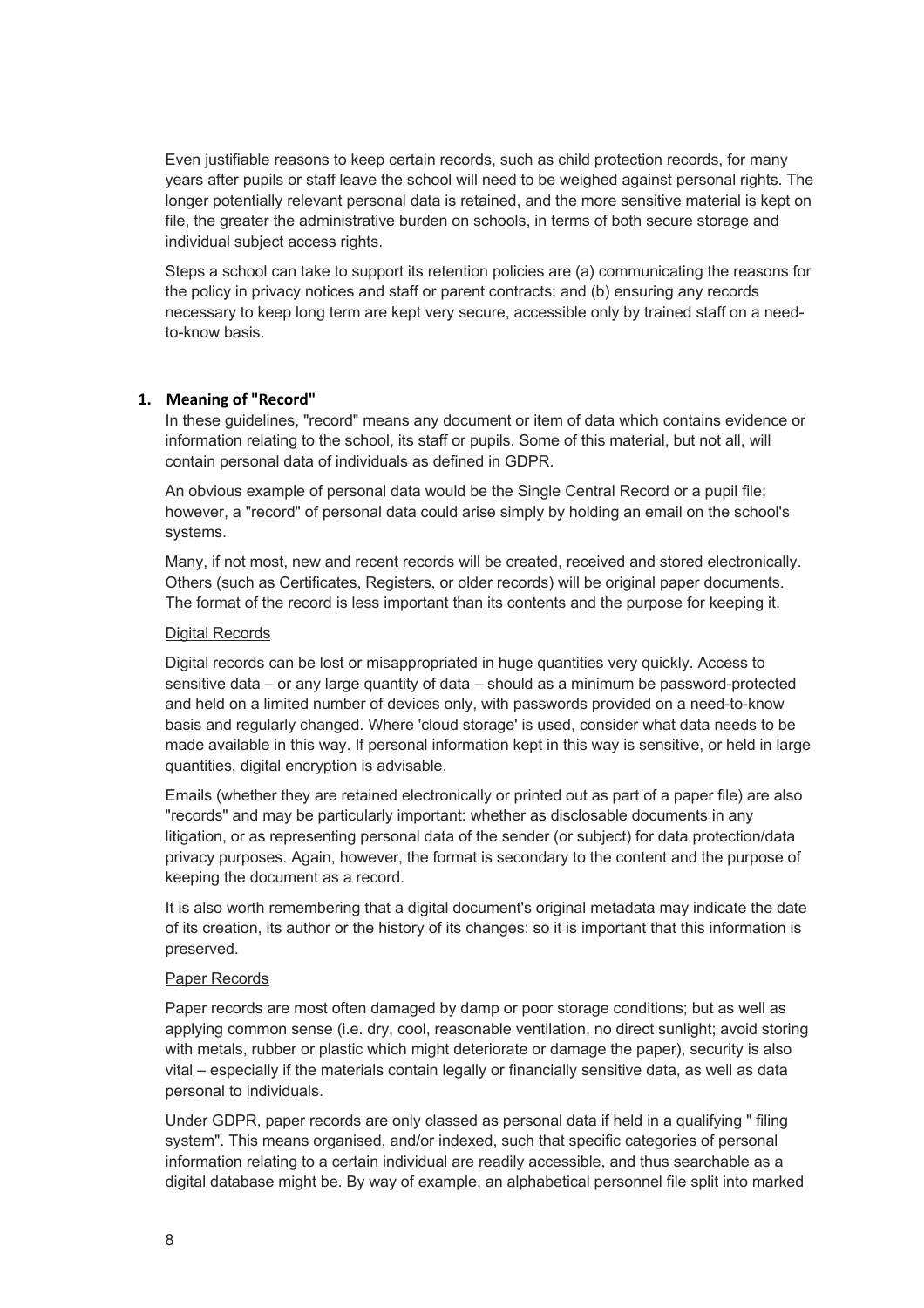Even justifiable reasons to keep certain records, such as child protection records, for many years after pupils or staff leave the school will need to be weighed against personal rights. The longer potentially relevant personal data is retained, and the more sensitive material is kept on file, the greater the administrative burden on schools, in terms of both secure storage and individual subject access rights.

Steps a school can take to support its retention policies are (a) communicating the reasons for the policy in privacy notices and staff or parent contracts; and (b) ensuring any records necessary to keep long term are kept very secure, accessible only by trained staff on a need-to-know basis.

## 1. Meaning of "Record"

In these guidelines, "record" means any document or item of data which contains evidence or information relating to the school, its staff or pupils. Some of this material, but not all, will contain personal data of individuals as defined in GDPR.

An obvious example of personal data would be the Single Central Record or a pupil file; however, a "record" of personal data could arise simply by holding an email on the school's systems.

Many, if not most, new and recent records will be created, received and stored electronically. Others (such as Certificates, Registers, or older records) will be original paper documents. The format of the record is less important than its contents and the purpose for keeping it.

### Digital Records

Digital records can be lost or misappropriated in huge quantities very quickly. Access to sensitive data – or any large quantity of data – should as a minimum be password-protected and held on a limited number of devices only, with passwords provided on a need-to-know basis and regularly changed. Where 'cloud storage' is used, consider what data needs to be made available in this way. If personal information kept in this way is sensitive, or held in large quantities, digital encryption is advisable.

Emails (whether they are retained electronically or printed out as part of a paper file) are also "records" and may be particularly important: whether as disclosable documents in any litigation, or as representing personal data of the sender (or subject) for data protection/data privacy purposes. Again, however, the format is secondary to the content and the purpose of keeping the document as a record.

It is also worth remembering that a digital document's original metadata may indicate the date of its creation, its author or the history of its changes: so it is important that this information is preserved.

### Paper Records

Paper records are most often damaged by damp or poor storage conditions; but as well as applying common sense (i.e. dry, cool, reasonable ventilation, no direct sunlight; avoid storing with metals, rubber or plastic which might deteriorate or damage the paper), security is also vital – especially if the materials contain legally or financially sensitive data, as well as data personal to individuals.

Under GDPR, paper records are only classed as personal data if held in a qualifying " filing system". This means organised, and/or indexed, such that specific categories of personal information relating to a certain individual are readily accessible, and thus searchable as a digital database might be. By way of example, an alphabetical personnel file split into marked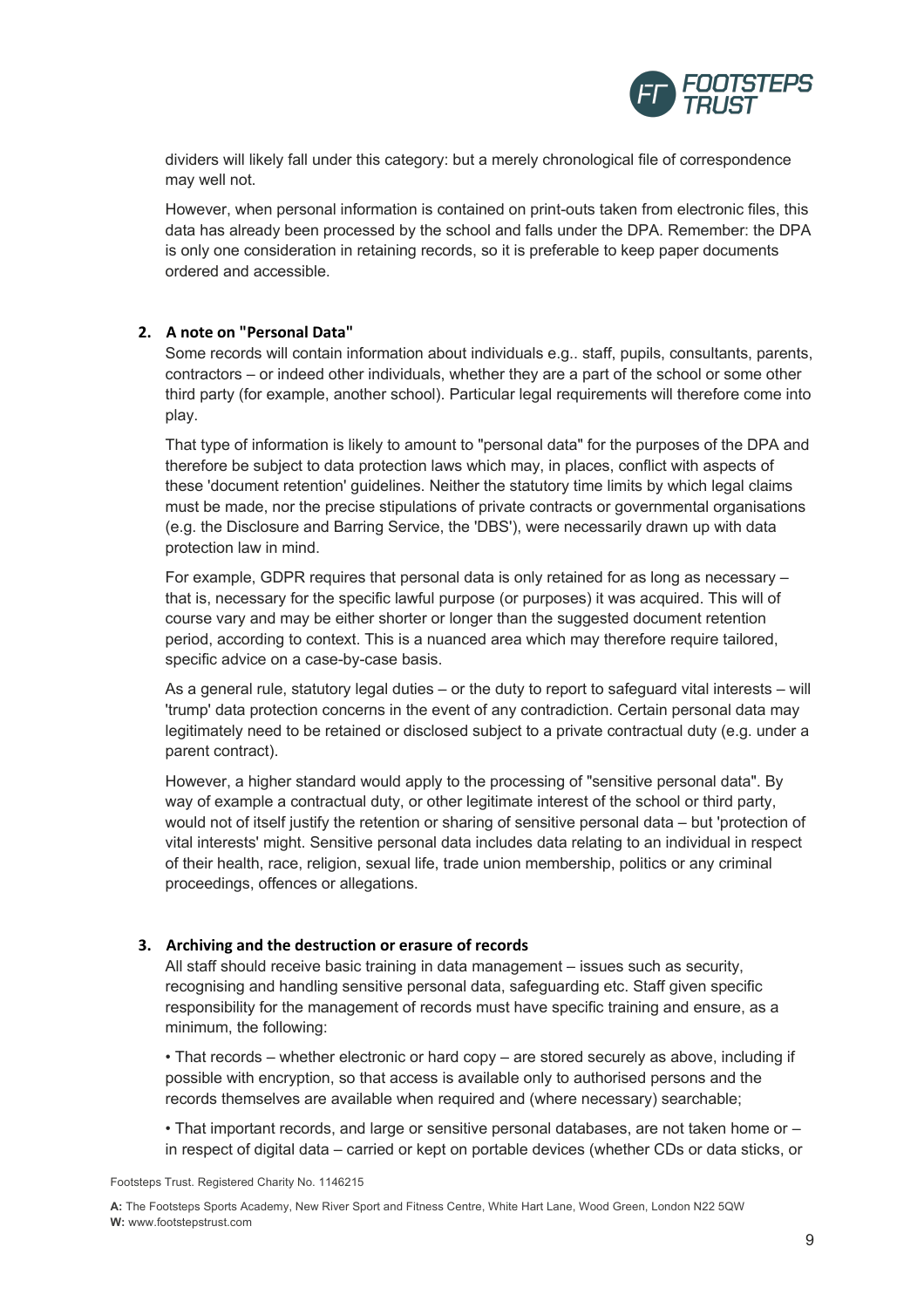dividers will likely fall under this category: but a merely chronological file of correspondence may well not.

However, when personal information is contained on print-outs taken from electronic files, this data has already been processed by the school and falls under the DPA. Remember: the DPA is only one consideration in retaining records, so it is preferable to keep paper documents ordered and accessible.

## 2. A note on "Personal Data"

Some records will contain information about individuals e.g.. staff, pupils, consultants, parents, contractors – or indeed other individuals, whether they are a part of the school or some other third party (for example, another school). Particular legal requirements will therefore come into play.

That type of information is likely to amount to "personal data" for the purposes of the DPA and therefore be subject to data protection laws which may, in places, conflict with aspects of these 'document retention' guidelines. Neither the statutory time limits by which legal claims must be made, nor the precise stipulations of private contracts or governmental organisations (e.g. the Disclosure and Barring Service, the 'DBS'), were necessarily drawn up with data protection law in mind.

For example, GDPR requires that personal data is only retained for as long as necessary – that is, necessary for the specific lawful purpose (or purposes) it was acquired. This will of course vary and may be either shorter or longer than the suggested document retention period, according to context. This is a nuanced area which may therefore require tailored, specific advice on a case-by-case basis.

As a general rule, statutory legal duties – or the duty to report to safeguard vital interests – will 'trump' data protection concerns in the event of any contradiction. Certain personal data may legitimately need to be retained or disclosed subject to a private contractual duty (e.g. under a parent contract).

However, a higher standard would apply to the processing of "sensitive personal data". By way of example a contractual duty, or other legitimate interest of the school or third party, would not of itself justify the retention or sharing of sensitive personal data – but 'protection of vital interests' might. Sensitive personal data includes data relating to an individual in respect of their health, race, religion, sexual life, trade union membership, politics or any criminal proceedings, offences or allegations.

## 3. Archiving and the destruction or erasure of records

All staff should receive basic training in data management – issues such as security, recognising and handling sensitive personal data, safeguarding etc. Staff given specific responsibility for the management of records must have specific training and ensure, as a minimum, the following:

- That records – whether electronic or hard copy – are stored securely as above, including if possible with encryption, so that access is available only to authorised persons and the records themselves are available when required and (where necessary) searchable;

- That important records, and large or sensitive personal databases, are not taken home or – in respect of digital data – carried or kept on portable devices (whether CDs or data sticks, or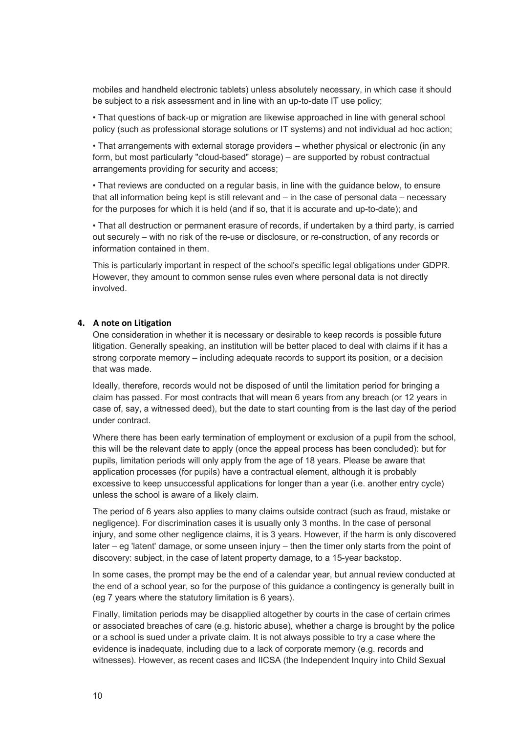mobiles and handheld electronic tablets) unless absolutely necessary, in which case it should be subject to a risk assessment and in line with an up-to-date IT use policy;

• That questions of back-up or migration are likewise approached in line with general school policy (such as professional storage solutions or IT systems) and not individual ad hoc action;

• That arrangements with external storage providers – whether physical or electronic (in any form, but most particularly "cloud-based" storage) – are supported by robust contractual arrangements providing for security and access;

• That reviews are conducted on a regular basis, in line with the guidance below, to ensure that all information being kept is still relevant and – in the case of personal data – necessary for the purposes for which it is held (and if so, that it is accurate and up-to-date); and

• That all destruction or permanent erasure of records, if undertaken by a third party, is carried out securely – with no risk of the re-use or disclosure, or re-construction, of any records or information contained in them.

This is particularly important in respect of the school's specific legal obligations under GDPR. However, they amount to common sense rules even where personal data is not directly involved.

## 4. A note on Litigation

One consideration in whether it is necessary or desirable to keep records is possible future litigation. Generally speaking, an institution will be better placed to deal with claims if it has a strong corporate memory – including adequate records to support its position, or a decision that was made.

Ideally, therefore, records would not be disposed of until the limitation period for bringing a claim has passed. For most contracts that will mean 6 years from any breach (or 12 years in case of, say, a witnessed deed), but the date to start counting from is the last day of the period under contract.

Where there has been early termination of employment or exclusion of a pupil from the school, this will be the relevant date to apply (once the appeal process has been concluded): but for pupils, limitation periods will only apply from the age of 18 years. Please be aware that application processes (for pupils) have a contractual element, although it is probably excessive to keep unsuccessful applications for longer than a year (i.e. another entry cycle) unless the school is aware of a likely claim.

The period of 6 years also applies to many claims outside contract (such as fraud, mistake or negligence). For discrimination cases it is usually only 3 months. In the case of personal injury, and some other negligence claims, it is 3 years. However, if the harm is only discovered later – eg 'latent' damage, or some unseen injury – then the timer only starts from the point of discovery: subject, in the case of latent property damage, to a 15-year backstop.

In some cases, the prompt may be the end of a calendar year, but annual review conducted at the end of a school year, so for the purpose of this guidance a contingency is generally built in (eg 7 years where the statutory limitation is 6 years).

Finally, limitation periods may be disapplied altogether by courts in the case of certain crimes or associated breaches of care (e.g. historic abuse), whether a charge is brought by the police or a school is sued under a private claim. It is not always possible to try a case where the evidence is inadequate, including due to a lack of corporate memory (e.g. records and witnesses). However, as recent cases and IICSA (the Independent Inquiry into Child Sexual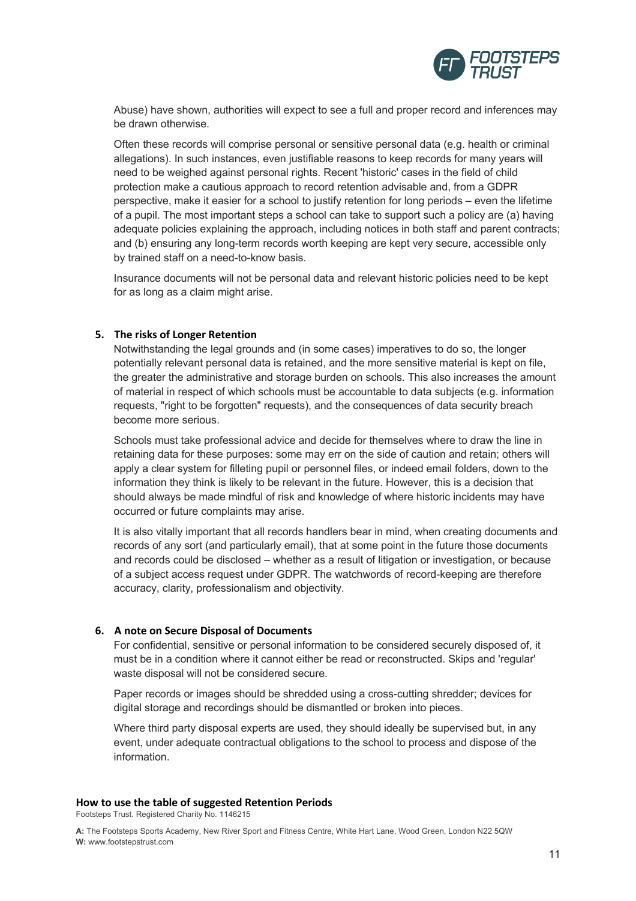Abuse) have shown, authorities will expect to see a full and proper record and inferences may be drawn otherwise.

Often these records will comprise personal or sensitive personal data (e.g. health or criminal allegations). In such instances, even justifiable reasons to keep records for many years will need to be weighed against personal rights. Recent 'historic' cases in the field of child protection make a cautious approach to record retention advisable and, from a GDPR perspective, make it easier for a school to justify retention for long periods – even the lifetime of a pupil. The most important steps a school can take to support such a policy are (a) having adequate policies explaining the approach, including notices in both staff and parent contracts; and (b) ensuring any long-term records worth keeping are kept very secure, accessible only by trained staff on a need-to-know basis.

Insurance documents will not be personal data and relevant historic policies need to be kept for as long as a claim might arise.

## 5. The risks of Longer Retention

Notwithstanding the legal grounds and (in some cases) imperatives to do so, the longer potentially relevant personal data is retained, and the more sensitive material is kept on file, the greater the administrative and storage burden on schools. This also increases the amount of material in respect of which schools must be accountable to data subjects (e.g. information requests, "right to be forgotten" requests), and the consequences of data security breach become more serious.

Schools must take professional advice and decide for themselves where to draw the line in retaining data for these purposes: some may err on the side of caution and retain; others will apply a clear system for filleting pupil or personnel files, or indeed email folders, down to the information they think is likely to be relevant in the future. However, this is a decision that should always be made mindful of risk and knowledge of where historic incidents may have occurred or future complaints may arise.

It is also vitally important that all records handlers bear in mind, when creating documents and records of any sort (and particularly email), that at some point in the future those documents and records could be disclosed – whether as a result of litigation or investigation, or because of a subject access request under GDPR. The watchwords of record-keeping are therefore accuracy, clarity, professionalism and objectivity.

## 6. A note on Secure Disposal of Documents

For confidential, sensitive or personal information to be considered securely disposed of, it must be in a condition where it cannot either be read or reconstructed. Skips and 'regular' waste disposal will not be considered secure.

Paper records or images should be shredded using a cross-cutting shredder; devices for digital storage and recordings should be dismantled or broken into pieces.

Where third party disposal experts are used, they should ideally be supervised but, in any event, under adequate contractual obligations to the school to process and dispose of the information.

**How to use the table of suggested Retention Periods**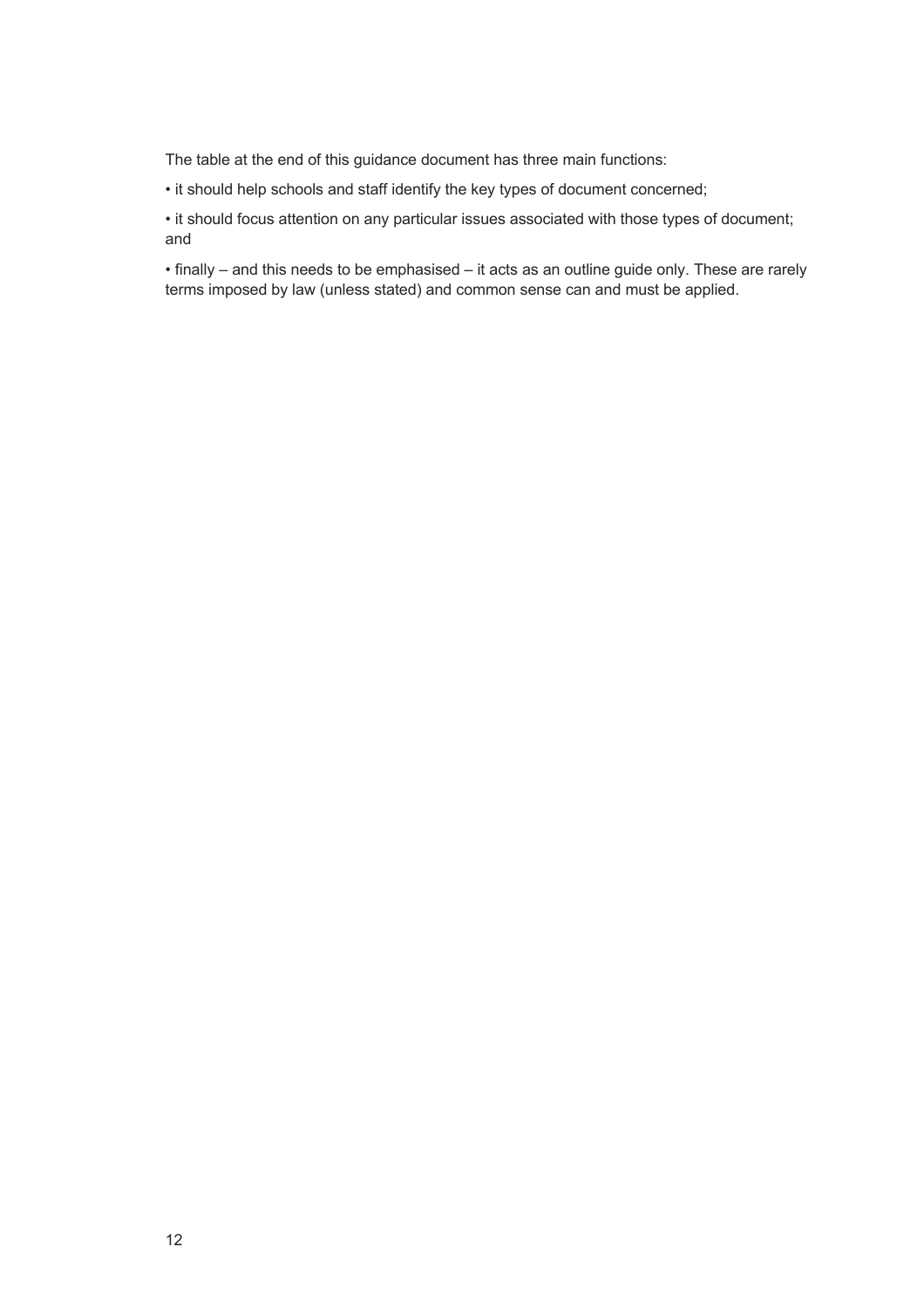The table at the end of this guidance document has three main functions:

- it should help schools and staff identify the key types of document concerned;
- it should focus attention on any particular issues associated with those types of document; and
- finally – and this needs to be emphasised – it acts as an outline guide only. These are rarely terms imposed by law (unless stated) and common sense can and must be applied.